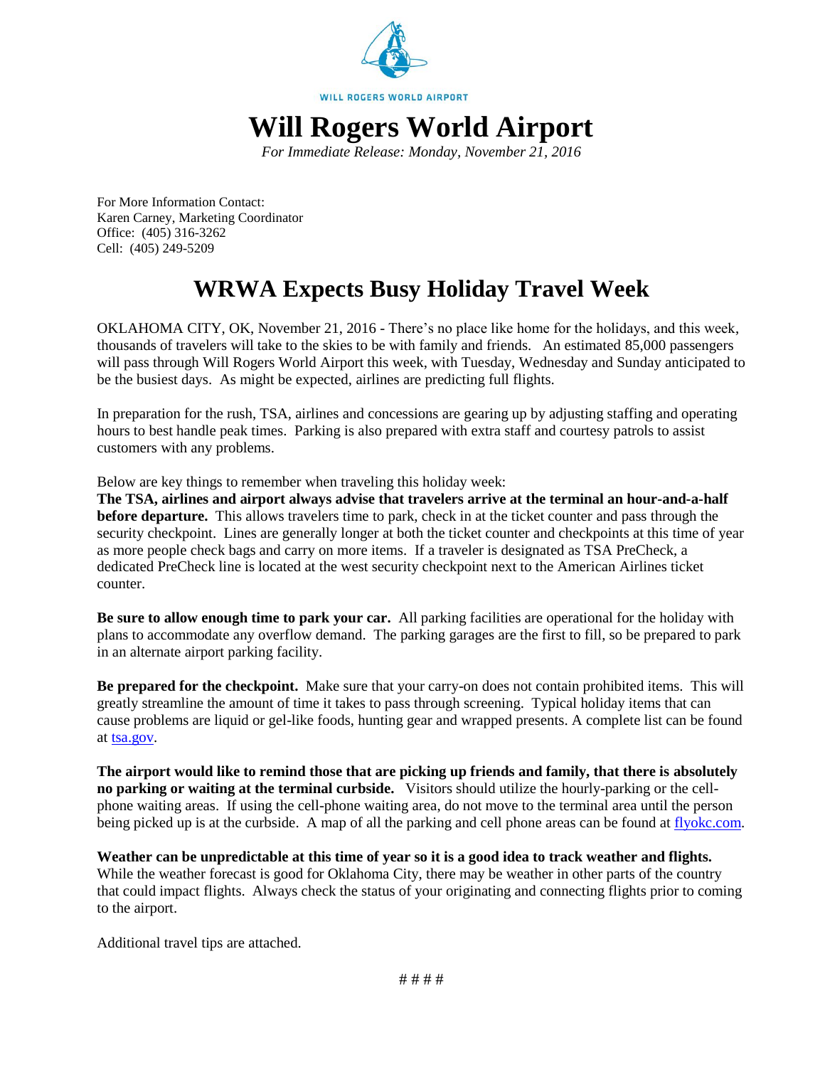WILL ROGERS WORLD AIRPORT

# Will Rogers World Airport

*For Immediate Release: Monday, November 21, 2016*

For More Information Contact:
Karen Carney, Marketing Coordinator
Office: (405) 316-3262
Cell: (405) 249-5209

## WRWA Expects Busy Holiday Travel Week

OKLAHOMA CITY, OK, November 21, 2016 - There's no place like home for the holidays, and this week, thousands of travelers will take to the skies to be with family and friends. An estimated 85,000 passengers will pass through Will Rogers World Airport this week, with Tuesday, Wednesday and Sunday anticipated to be the busiest days. As might be expected, airlines are predicting full flights.

In preparation for the rush, TSA, airlines and concessions are gearing up by adjusting staffing and operating hours to best handle peak times. Parking is also prepared with extra staff and courtesy patrols to assist customers with any problems.

Below are key things to remember when traveling this holiday week:

**The TSA, airlines and airport always advise that travelers arrive at the terminal an hour-and-a-half before departure.** This allows travelers time to park, check in at the ticket counter and pass through the security checkpoint. Lines are generally longer at both the ticket counter and checkpoints at this time of year as more people check bags and carry on more items. If a traveler is designated as TSA PreCheck, a dedicated PreCheck line is located at the west security checkpoint next to the American Airlines ticket counter.

**Be sure to allow enough time to park your car.** All parking facilities are operational for the holiday with plans to accommodate any overflow demand. The parking garages are the first to fill, so be prepared to park in an alternate airport parking facility.

**Be prepared for the checkpoint.** Make sure that your carry-on does not contain prohibited items. This will greatly streamline the amount of time it takes to pass through screening. Typical holiday items that can cause problems are liquid or gel-like foods, hunting gear and wrapped presents. A complete list can be found at tsa.gov.

**The airport would like to remind those that are picking up friends and family, that there is absolutely no parking or waiting at the terminal curbside.** Visitors should utilize the hourly-parking or the cell-phone waiting areas. If using the cell-phone waiting area, do not move to the terminal area until the person being picked up is at the curbside. A map of all the parking and cell phone areas can be found at flyokc.com.

**Weather can be unpredictable at this time of year so it is a good idea to track weather and flights.** While the weather forecast is good for Oklahoma City, there may be weather in other parts of the country that could impact flights. Always check the status of your originating and connecting flights prior to coming to the airport.

Additional travel tips are attached.

# # # #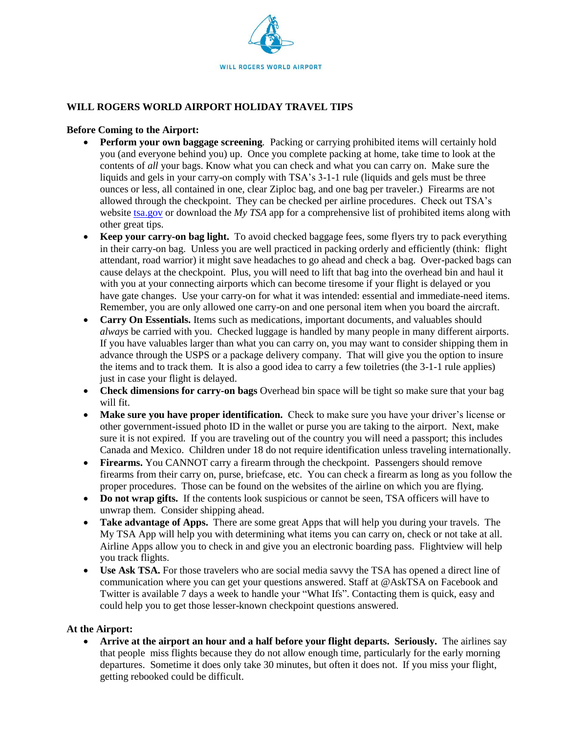WILL ROGERS WORLD AIRPORT

## WILL ROGERS WORLD AIRPORT HOLIDAY TRAVEL TIPS

**Before Coming to the Airport:**

- **Perform your own baggage screening**. Packing or carrying prohibited items will certainly hold you (and everyone behind you) up. Once you complete packing at home, take time to look at the contents of *all* your bags. Know what you can check and what you can carry on. Make sure the liquids and gels in your carry-on comply with TSA's 3-1-1 rule (liquids and gels must be three ounces or less, all contained in one, clear Ziploc bag, and one bag per traveler.) Firearms are not allowed through the checkpoint. They can be checked per airline procedures. Check out TSA's website tsa.gov or download the *My TSA* app for a comprehensive list of prohibited items along with other great tips.
- **Keep your carry-on bag light.** To avoid checked baggage fees, some flyers try to pack everything in their carry-on bag. Unless you are well practiced in packing orderly and efficiently (think: flight attendant, road warrior) it might save headaches to go ahead and check a bag. Over-packed bags can cause delays at the checkpoint. Plus, you will need to lift that bag into the overhead bin and haul it with you at your connecting airports which can become tiresome if your flight is delayed or you have gate changes. Use your carry-on for what it was intended: essential and immediate-need items. Remember, you are only allowed one carry-on and one personal item when you board the aircraft.
- **Carry On Essentials.** Items such as medications, important documents, and valuables should *always* be carried with you. Checked luggage is handled by many people in many different airports. If you have valuables larger than what you can carry on, you may want to consider shipping them in advance through the USPS or a package delivery company. That will give you the option to insure the items and to track them. It is also a good idea to carry a few toiletries (the 3-1-1 rule applies) just in case your flight is delayed.
- **Check dimensions for carry-on bags** Overhead bin space will be tight so make sure that your bag will fit.
- **Make sure you have proper identification.** Check to make sure you have your driver's license or other government-issued photo ID in the wallet or purse you are taking to the airport. Next, make sure it is not expired. If you are traveling out of the country you will need a passport; this includes Canada and Mexico. Children under 18 do not require identification unless traveling internationally.
- **Firearms.** You CANNOT carry a firearm through the checkpoint. Passengers should remove firearms from their carry on, purse, briefcase, etc. You can check a firearm as long as you follow the proper procedures. Those can be found on the websites of the airline on which you are flying.
- **Do not wrap gifts.** If the contents look suspicious or cannot be seen, TSA officers will have to unwrap them. Consider shipping ahead.
- **Take advantage of Apps.** There are some great Apps that will help you during your travels. The My TSA App will help you with determining what items you can carry on, check or not take at all. Airline Apps allow you to check in and give you an electronic boarding pass. Flightview will help you track flights.
- **Use Ask TSA.** For those travelers who are social media savvy the TSA has opened a direct line of communication where you can get your questions answered. Staff at @AskTSA on Facebook and Twitter is available 7 days a week to handle your "What Ifs". Contacting them is quick, easy and could help you to get those lesser-known checkpoint questions answered.

**At the Airport:**

- **Arrive at the airport an hour and a half before your flight departs. Seriously.** The airlines say that people miss flights because they do not allow enough time, particularly for the early morning departures. Sometime it does only take 30 minutes, but often it does not. If you miss your flight, getting rebooked could be difficult.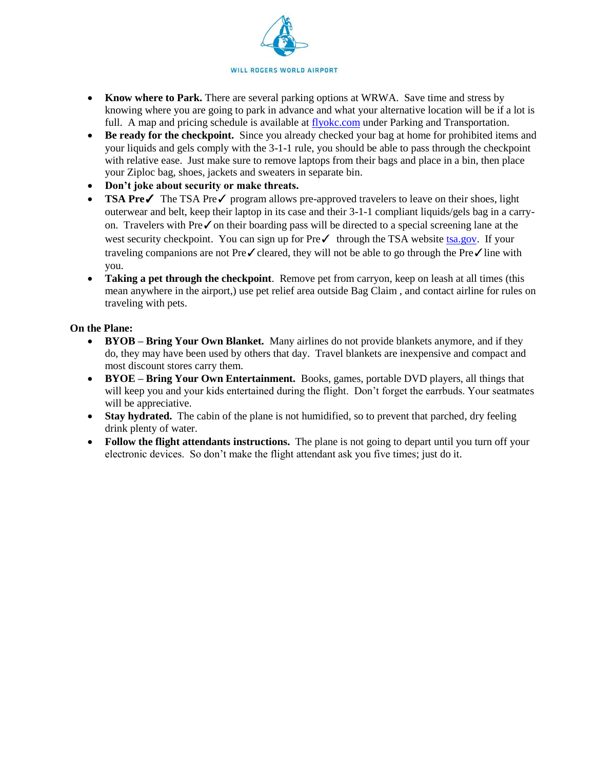- **Know where to Park.** There are several parking options at WRWA. Save time and stress by knowing where you are going to park in advance and what your alternative location will be if a lot is full. A map and pricing schedule is available at [flyokc.com](flyokc.com) under Parking and Transportation.
- **Be ready for the checkpoint.** Since you already checked your bag at home for prohibited items and your liquids and gels comply with the 3-1-1 rule, you should be able to pass through the checkpoint with relative ease. Just make sure to remove laptops from their bags and place in a bin, then place your Ziploc bag, shoes, jackets and sweaters in separate bin.
- **Don't joke about security or make threats.**
- **TSA Pre✓** The TSA Pre✓ program allows pre-approved travelers to leave on their shoes, light outerwear and belt, keep their laptop in its case and their 3-1-1 compliant liquids/gels bag in a carry-on. Travelers with Pre✓ on their boarding pass will be directed to a special screening lane at the west security checkpoint. You can sign up for Pre✓ through the TSA website [tsa.gov](tsa.gov). If your traveling companions are not Pre✓ cleared, they will not be able to go through the Pre✓ line with you.
- **Taking a pet through the checkpoint**. Remove pet from carryon, keep on leash at all times (this mean anywhere in the airport,) use pet relief area outside Bag Claim , and contact airline for rules on traveling with pets.

**On the Plane:**

- **BYOB – Bring Your Own Blanket.** Many airlines do not provide blankets anymore, and if they do, they may have been used by others that day. Travel blankets are inexpensive and compact and most discount stores carry them.
- **BYOE – Bring Your Own Entertainment.** Books, games, portable DVD players, all things that will keep you and your kids entertained during the flight. Don't forget the earrbuds. Your seatmates will be appreciative.
- **Stay hydrated.** The cabin of the plane is not humidified, so to prevent that parched, dry feeling drink plenty of water.
- **Follow the flight attendants instructions.** The plane is not going to depart until you turn off your electronic devices. So don't make the flight attendant ask you five times; just do it.